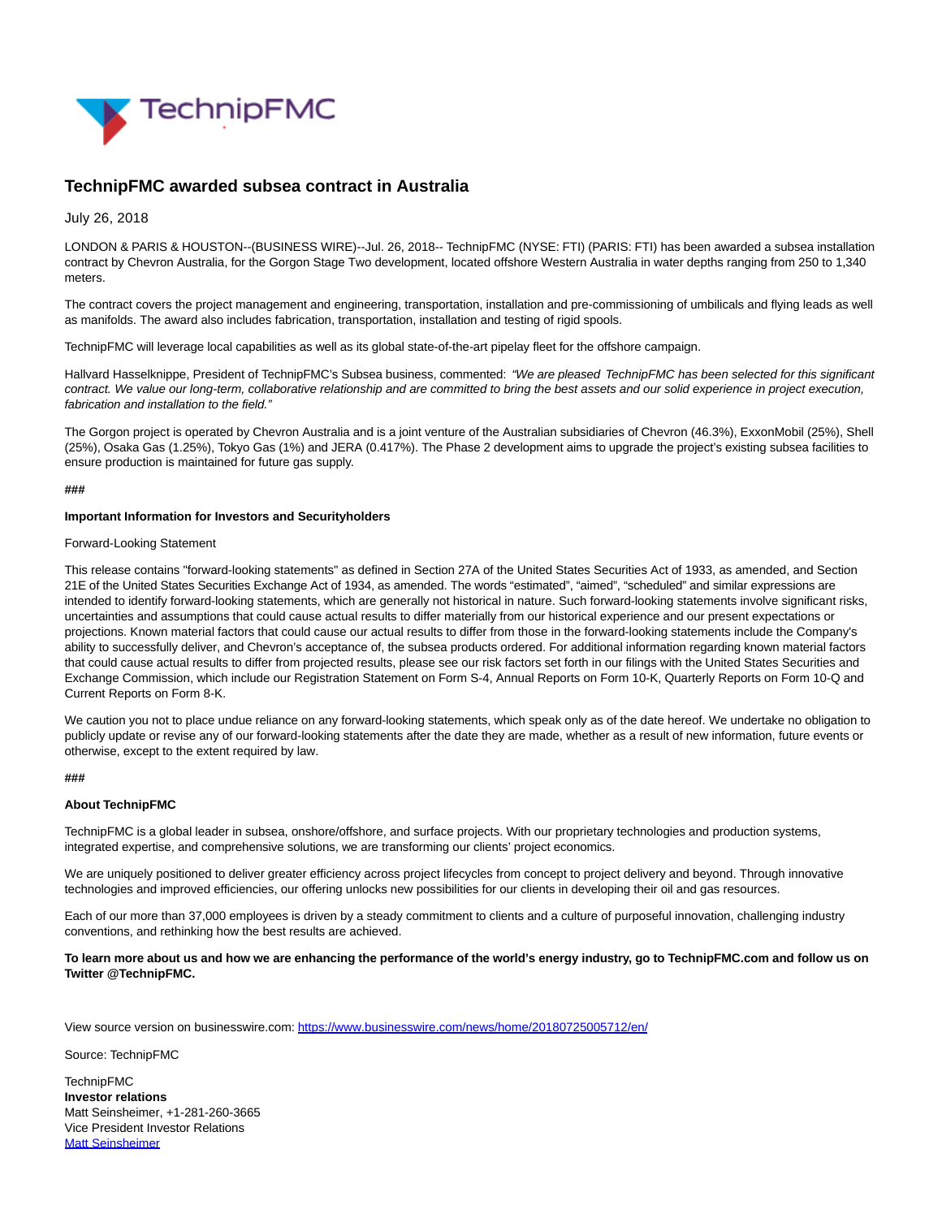TechnipFMC

# TechnipFMC awarded subsea contract in Australia

July 26, 2018

LONDON & PARIS & HOUSTON--(BUSINESS WIRE)--Jul. 26, 2018-- TechnipFMC (NYSE: FTI) (PARIS: FTI) has been awarded a subsea installation contract by Chevron Australia, for the Gorgon Stage Two development, located offshore Western Australia in water depths ranging from 250 to 1,340 meters.

The contract covers the project management and engineering, transportation, installation and pre-commissioning of umbilicals and flying leads as well as manifolds. The award also includes fabrication, transportation, installation and testing of rigid spools.

TechnipFMC will leverage local capabilities as well as its global state-of-the-art pipelay fleet for the offshore campaign.

Hallvard Hasselknippe, President of TechnipFMC's Subsea business, commented: *"We are pleased TechnipFMC has been selected for this significant contract. We value our long-term, collaborative relationship and are committed to bring the best assets and our solid experience in project execution, fabrication and installation to the field."*

The Gorgon project is operated by Chevron Australia and is a joint venture of the Australian subsidiaries of Chevron (46.3%), ExxonMobil (25%), Shell (25%), Osaka Gas (1.25%), Tokyo Gas (1%) and JERA (0.417%). The Phase 2 development aims to upgrade the project's existing subsea facilities to ensure production is maintained for future gas supply.

###

**Important Information for Investors and Securityholders**

Forward-Looking Statement

This release contains "forward-looking statements" as defined in Section 27A of the United States Securities Act of 1933, as amended, and Section 21E of the United States Securities Exchange Act of 1934, as amended. The words "estimated", "aimed", "scheduled" and similar expressions are intended to identify forward-looking statements, which are generally not historical in nature. Such forward-looking statements involve significant risks, uncertainties and assumptions that could cause actual results to differ materially from our historical experience and our present expectations or projections. Known material factors that could cause our actual results to differ from those in the forward-looking statements include the Company's ability to successfully deliver, and Chevron's acceptance of, the subsea products ordered. For additional information regarding known material factors that could cause actual results to differ from projected results, please see our risk factors set forth in our filings with the United States Securities and Exchange Commission, which include our Registration Statement on Form S-4, Annual Reports on Form 10-K, Quarterly Reports on Form 10-Q and Current Reports on Form 8-K.

We caution you not to place undue reliance on any forward-looking statements, which speak only as of the date hereof. We undertake no obligation to publicly update or revise any of our forward-looking statements after the date they are made, whether as a result of new information, future events or otherwise, except to the extent required by law.

###

**About TechnipFMC**

TechnipFMC is a global leader in subsea, onshore/offshore, and surface projects. With our proprietary technologies and production systems, integrated expertise, and comprehensive solutions, we are transforming our clients' project economics.

We are uniquely positioned to deliver greater efficiency across project lifecycles from concept to project delivery and beyond. Through innovative technologies and improved efficiencies, our offering unlocks new possibilities for our clients in developing their oil and gas resources.

Each of our more than 37,000 employees is driven by a steady commitment to clients and a culture of purposeful innovation, challenging industry conventions, and rethinking how the best results are achieved.

**To learn more about us and how we are enhancing the performance of the world's energy industry, go to TechnipFMC.com and follow us on Twitter @TechnipFMC.**

View source version on businesswire.com: https://www.businesswire.com/news/home/20180725005712/en/

Source: TechnipFMC

TechnipFMC
**Investor relations**
Matt Seinsheimer, +1-281-260-3665
Vice President Investor Relations
Matt Seinsheimer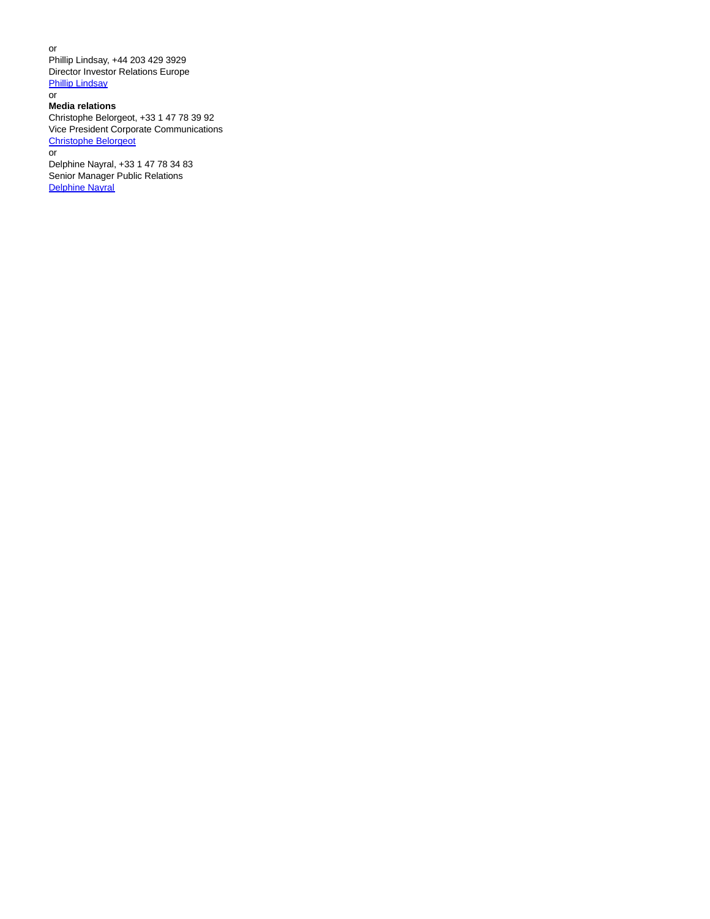or
Phillip Lindsay, +44 203 429 3929
Director Investor Relations Europe
[Phillip Lindsay]()
or
**Media relations**
Christophe Belorgeot, +33 1 47 78 39 92
Vice President Corporate Communications
[Christophe Belorgeot]()
or
Delphine Nayral, +33 1 47 78 34 83
Senior Manager Public Relations
[Delphine Nayral]()